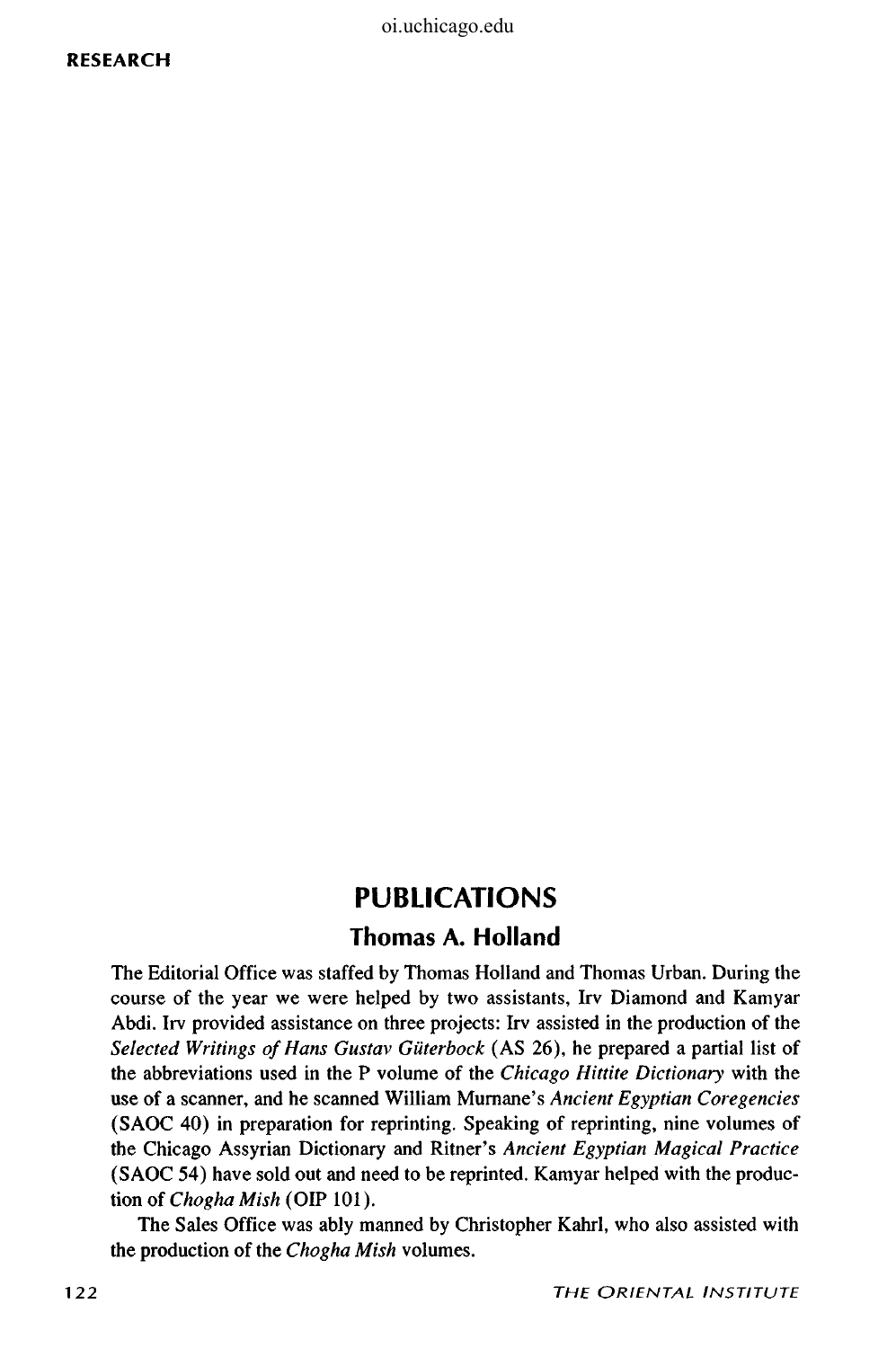## PUBLICATIONS

### Thomas A. Holland

The Editorial Office was staffed by Thomas Holland and Thomas Urban. During the course of the year we were helped by two assistants, Irv Diamond and Kamyar Abdi. Irv provided assistance on three projects: Irv assisted in the production of the *Selected Writings of Hans Gustav Güterbock* (AS 26), he prepared a partial list of the abbreviations used in the P volume of the *Chicago Hittite Dictionary* with the use of a scanner, and he scanned William Murnane's *Ancient Egyptian Coregencies* (SAOC 40) in preparation for reprinting. Speaking of reprinting, nine volumes of the Chicago Assyrian Dictionary and Ritner's *Ancient Egyptian Magical Practice* (SAOC 54) have sold out and need to be reprinted. Kamyar helped with the production of *Chogha Mish* (OIP 101).

The Sales Office was ably manned by Christopher Kahrl, who also assisted with the production of the *Chogha Mish* volumes.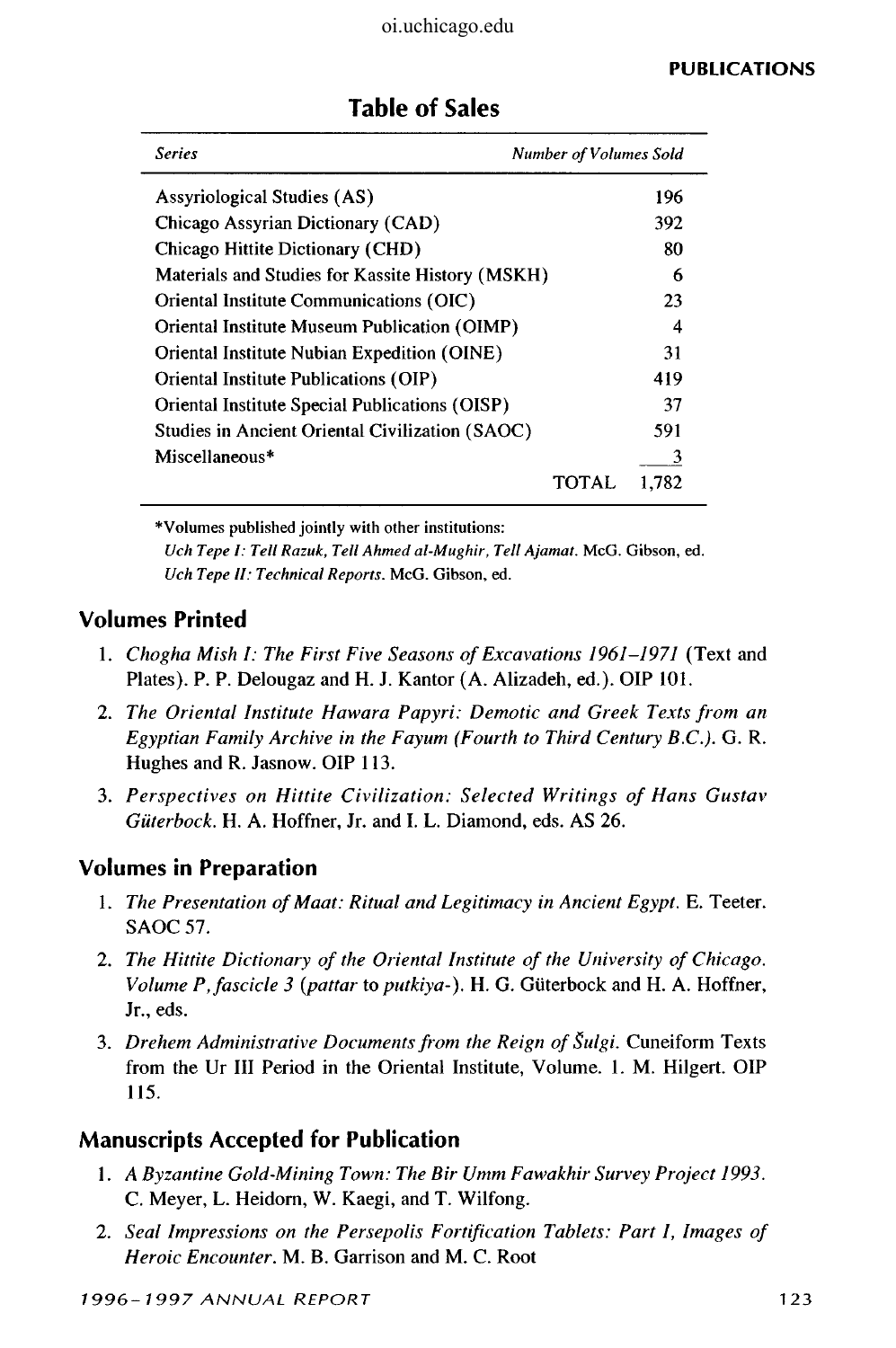## Table of Sales

| Series | Number of Volumes Sold |
|---|---|
| Assyriological Studies (AS) | 196 |
| Chicago Assyrian Dictionary (CAD) | 392 |
| Chicago Hittite Dictionary (CHD) | 80 |
| Materials and Studies for Kassite History (MSKH) | 6 |
| Oriental Institute Communications (OIC) | 23 |
| Oriental Institute Museum Publication (OIMP) | 4 |
| Oriental Institute Nubian Expedition (OINE) | 31 |
| Oriental Institute Publications (OIP) | 419 |
| Oriental Institute Special Publications (OISP) | 37 |
| Studies in Ancient Oriental Civilization (SAOC) | 591 |
| Miscellaneous* | 3 |
| TOTAL | 1,782 |

*Volumes published jointly with other institutions:
*Uch Tepe I: Tell Razuk, Tell Ahmed al-Mughir, Tell Ajamat.* McG. Gibson, ed.
*Uch Tepe II: Technical Reports.* McG. Gibson, ed.

## Volumes Printed

1. *Chogha Mish I: The First Five Seasons of Excavations 1961–1971* (Text and Plates). P. P. Delougaz and H. J. Kantor (A. Alizadeh, ed.). OIP 101.
2. *The Oriental Institute Hawara Papyri: Demotic and Greek Texts from an Egyptian Family Archive in the Fayum (Fourth to Third Century B.C.).* G. R. Hughes and R. Jasnow. OIP 113.
3. *Perspectives on Hittite Civilization: Selected Writings of Hans Gustav Güterbock.* H. A. Hoffner, Jr. and I. L. Diamond, eds. AS 26.

## Volumes in Preparation

1. *The Presentation of Maat: Ritual and Legitimacy in Ancient Egypt.* E. Teeter. SAOC 57.
2. *The Hittite Dictionary of the Oriental Institute of the University of Chicago. Volume P, fascicle 3 (pattar* to *putkiya-).* H. G. Güterbock and H. A. Hoffner, Jr., eds.
3. *Drehem Administrative Documents from the Reign of Šulgi.* Cuneiform Texts from the Ur III Period in the Oriental Institute, Volume. 1. M. Hilgert. OIP 115.

## Manuscripts Accepted for Publication

1. *A Byzantine Gold-Mining Town: The Bir Umm Fawakhir Survey Project 1993.* C. Meyer, L. Heidorn, W. Kaegi, and T. Wilfong.
2. *Seal Impressions on the Persepolis Fortification Tablets: Part I, Images of Heroic Encounter.* M. B. Garrison and M. C. Root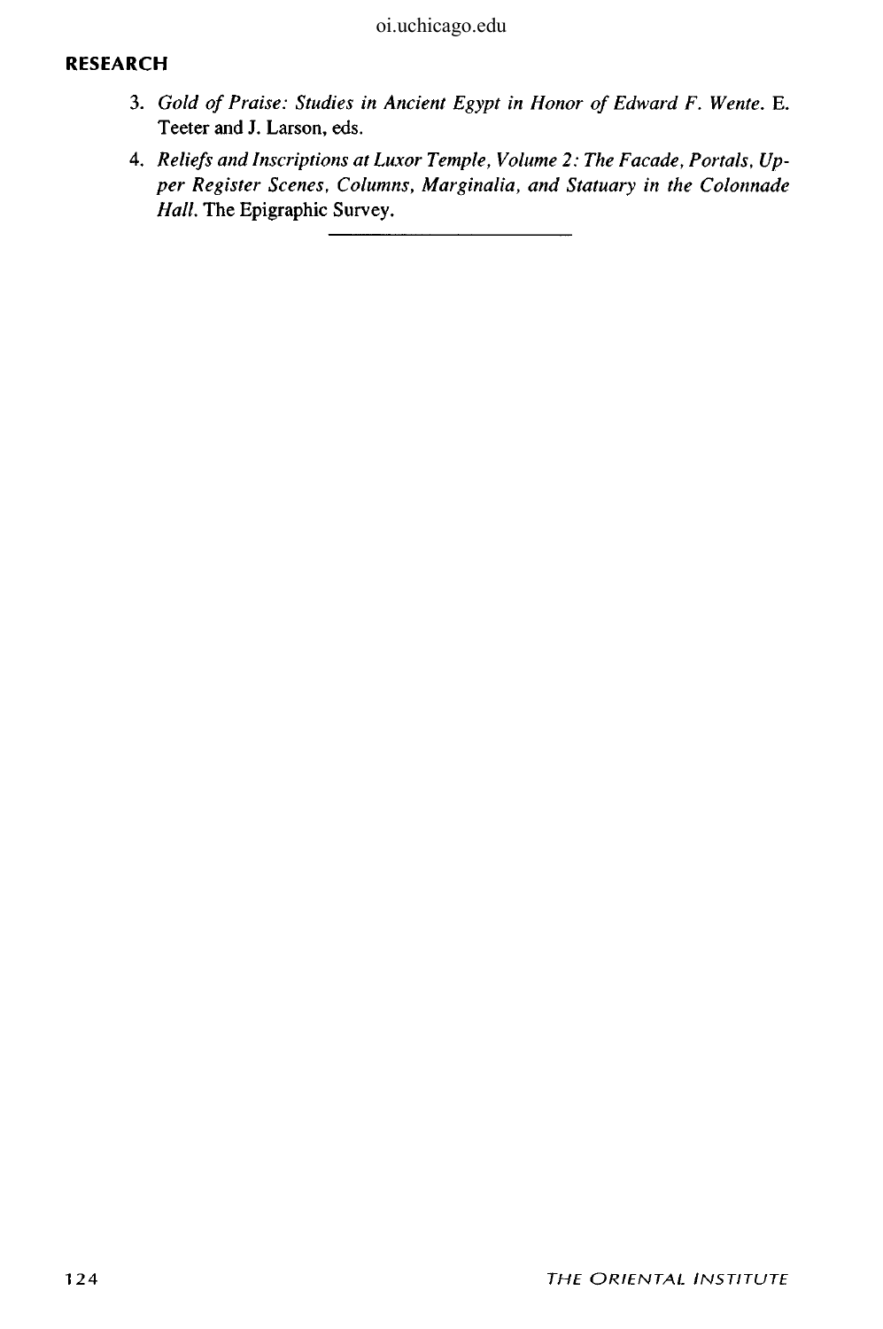3. *Gold of Praise: Studies in Ancient Egypt in Honor of Edward F. Wente.* E. Teeter and J. Larson, eds.
4. *Reliefs and Inscriptions at Luxor Temple, Volume 2: The Facade, Portals, Upper Register Scenes, Columns, Marginalia, and Statuary in the Colonnade Hall.* The Epigraphic Survey.

---